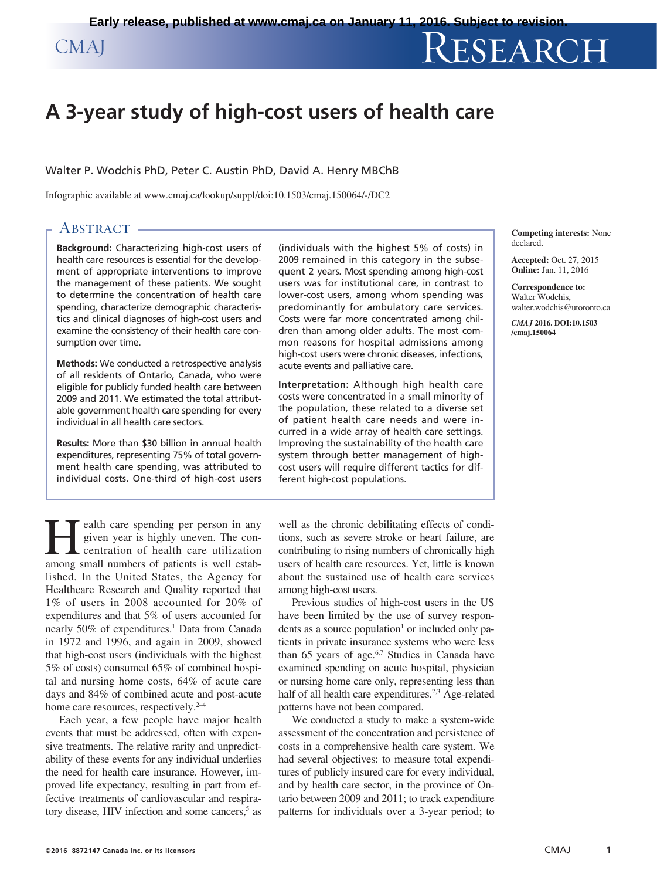Early release, published at www.cmaj.ca on January 11, 2016. Subject to revision.

# A 3-year study of high-cost users of health care

Walter P. Wodchis PhD, Peter C. Austin PhD, David A. Henry MBChB

Infographic available at www.cmaj.ca/lookup/suppl/doi:10.1503/cmaj.150064/-/DC2

**Competing interests:** None declared.

**Accepted:** Oct. 27, 2015
**Online:** Jan. 11, 2016

**Correspondence to:** Walter Wodchis, walter.wodchis@utoronto.ca

*CMAJ* **2016. DOI:10.1503/cmaj.150064**

## Abstract

**Background:** Characterizing high-cost users of health care resources is essential for the development of appropriate interventions to improve the management of these patients. We sought to determine the concentration of health care spending, characterize demographic characteristics and clinical diagnoses of high-cost users and examine the consistency of their health care consumption over time.

**Methods:** We conducted a retrospective analysis of all residents of Ontario, Canada, who were eligible for publicly funded health care between 2009 and 2011. We estimated the total attributable government health care spending for every individual in all health care sectors.

**Results:** More than $30 billion in annual health expenditures, representing 75% of total government health care spending, was attributed to individual costs. One-third of high-cost users (individuals with the highest 5% of costs) in 2009 remained in this category in the subsequent 2 years. Most spending among high-cost users was for institutional care, in contrast to lower-cost users, among whom spending was predominantly for ambulatory care services. Costs were far more concentrated among children than among older adults. The most common reasons for hospital admissions among high-cost users were chronic diseases, infections, acute events and palliative care.

**Interpretation:** Although high health care costs were concentrated in a small minority of the population, these related to a diverse set of patient health care needs and were incurred in a wide array of health care settings. Improving the sustainability of the health care system through better management of high-cost users will require different tactics for different high-cost populations.

Health care spending per person in any given year is highly uneven. The concentration of health care utilization among small numbers of patients is well established. In the United States, the Agency for Healthcare Research and Quality reported that 1% of users in 2008 accounted for 20% of expenditures and that 5% of users accounted for nearly 50% of expenditures.[1] Data from Canada in 1972 and 1996, and again in 2009, showed that high-cost users (individuals with the highest 5% of costs) consumed 65% of combined hospital and nursing home costs, 64% of acute care days and 84% of combined acute and post-acute home care resources, respectively.[2–4]

Each year, a few people have major health events that must be addressed, often with expensive treatments. The relative rarity and unpredictability of these events for any individual underlies the need for health care insurance. However, improved life expectancy, resulting in part from effective treatments of cardiovascular and respiratory disease, HIV infection and some cancers,[5] as well as the chronic debilitating effects of conditions, such as severe stroke or heart failure, are contributing to rising numbers of chronically high users of health care resources. Yet, little is known about the sustained use of health care services among high-cost users.

Previous studies of high-cost users in the US have been limited by the use of survey respondents as a source population[1] or included only patients in private insurance systems who were less than 65 years of age.[6,7] Studies in Canada have examined spending on acute hospital, physician or nursing home care only, representing less than half of all health care expenditures.[2,3] Age-related patterns have not been compared.

We conducted a study to make a system-wide assessment of the concentration and persistence of costs in a comprehensive health care system. We had several objectives: to measure total expenditures of publicly insured care for every individual, and by health care sector, in the province of Ontario between 2009 and 2011; to track expenditure patterns for individuals over a 3-year period; to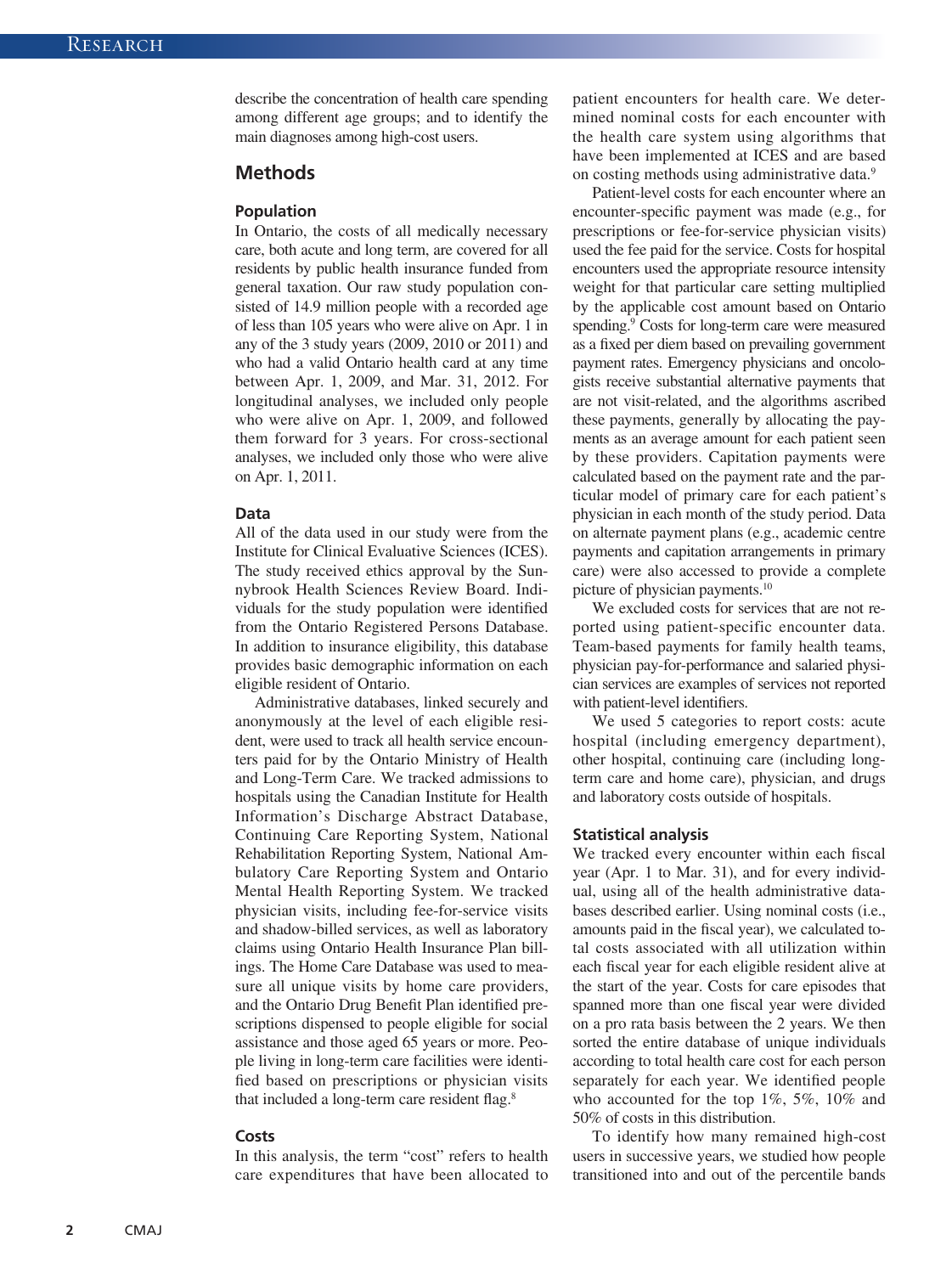describe the concentration of health care spending among different age groups; and to identify the main diagnoses among high-cost users.

## Methods

### Population

In Ontario, the costs of all medically necessary care, both acute and long term, are covered for all residents by public health insurance funded from general taxation. Our raw study population consisted of 14.9 million people with a recorded age of less than 105 years who were alive on Apr. 1 in any of the 3 study years (2009, 2010 or 2011) and who had a valid Ontario health card at any time between Apr. 1, 2009, and Mar. 31, 2012. For longitudinal analyses, we included only people who were alive on Apr. 1, 2009, and followed them forward for 3 years. For cross-sectional analyses, we included only those who were alive on Apr. 1, 2011.

### Data

All of the data used in our study were from the Institute for Clinical Evaluative Sciences (ICES). The study received ethics approval by the Sunnybrook Health Sciences Review Board. Individuals for the study population were identified from the Ontario Registered Persons Database. In addition to insurance eligibility, this database provides basic demographic information on each eligible resident of Ontario.

Administrative databases, linked securely and anonymously at the level of each eligible resident, were used to track all health service encounters paid for by the Ontario Ministry of Health and Long-Term Care. We tracked admissions to hospitals using the Canadian Institute for Health Information's Discharge Abstract Database, Continuing Care Reporting System, National Rehabilitation Reporting System, National Ambulatory Care Reporting System and Ontario Mental Health Reporting System. We tracked physician visits, including fee-for-service visits and shadow-billed services, as well as laboratory claims using Ontario Health Insurance Plan billings. The Home Care Database was used to measure all unique visits by home care providers, and the Ontario Drug Benefit Plan identified prescriptions dispensed to people eligible for social assistance and those aged 65 years or more. People living in long-term care facilities were identified based on prescriptions or physician visits that included a long-term care resident flag.[8]

### Costs

In this analysis, the term "cost" refers to health care expenditures that have been allocated to patient encounters for health care. We determined nominal costs for each encounter with the health care system using algorithms that have been implemented at ICES and are based on costing methods using administrative data.[9]

Patient-level costs for each encounter where an encounter-specific payment was made (e.g., for prescriptions or fee-for-service physician visits) used the fee paid for the service. Costs for hospital encounters used the appropriate resource intensity weight for that particular care setting multiplied by the applicable cost amount based on Ontario spending.[9] Costs for long-term care were measured as a fixed per diem based on prevailing government payment rates. Emergency physicians and oncologists receive substantial alternative payments that are not visit-related, and the algorithms ascribed these payments, generally by allocating the payments as an average amount for each patient seen by these providers. Capitation payments were calculated based on the payment rate and the particular model of primary care for each patient's physician in each month of the study period. Data on alternate payment plans (e.g., academic centre payments and capitation arrangements in primary care) were also accessed to provide a complete picture of physician payments.[10]

We excluded costs for services that are not reported using patient-specific encounter data. Team-based payments for family health teams, physician pay-for-performance and salaried physician services are examples of services not reported with patient-level identifiers.

We used 5 categories to report costs: acute hospital (including emergency department), other hospital, continuing care (including long-term care and home care), physician, and drugs and laboratory costs outside of hospitals.

### Statistical analysis

We tracked every encounter within each fiscal year (Apr. 1 to Mar. 31), and for every individual, using all of the health administrative databases described earlier. Using nominal costs (i.e., amounts paid in the fiscal year), we calculated total costs associated with all utilization within each fiscal year for each eligible resident alive at the start of the year. Costs for care episodes that spanned more than one fiscal year were divided on a pro rata basis between the 2 years. We then sorted the entire database of unique individuals according to total health care cost for each person separately for each year. We identified people who accounted for the top 1%, 5%, 10% and 50% of costs in this distribution.

To identify how many remained high-cost users in successive years, we studied how people transitioned into and out of the percentile bands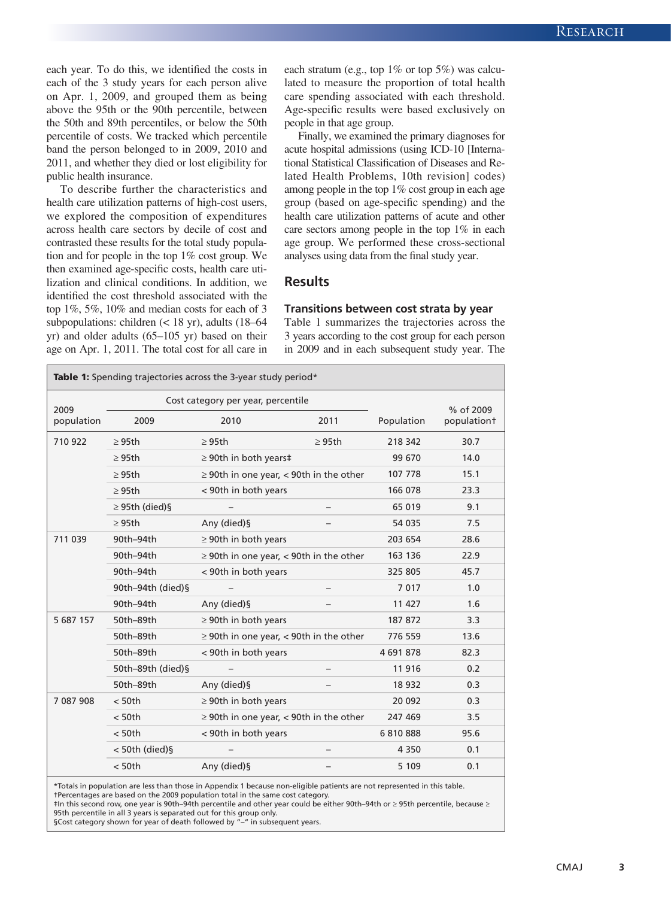each year. To do this, we identified the costs in each of the 3 study years for each person alive on Apr. 1, 2009, and grouped them as being above the 95th or the 90th percentile, between the 50th and 89th percentiles, or below the 50th percentile of costs. We tracked which percentile band the person belonged to in 2009, 2010 and 2011, and whether they died or lost eligibility for public health insurance.

To describe further the characteristics and health care utilization patterns of high-cost users, we explored the composition of expenditures across health care sectors by decile of cost and contrasted these results for the total study population and for people in the top 1% cost group. We then examined age-specific costs, health care utilization and clinical conditions. In addition, we identified the cost threshold associated with the top 1%, 5%, 10% and median costs for each of 3 subpopulations: children (< 18 yr), adults (18–64 yr) and older adults (65–105 yr) based on their age on Apr. 1, 2011. The total cost for all care in each stratum (e.g., top 1% or top 5%) was calculated to measure the proportion of total health care spending associated with each threshold. Age-specific results were based exclusively on people in that age group.

Finally, we examined the primary diagnoses for acute hospital admissions (using ICD-10 [International Statistical Classification of Diseases and Related Health Problems, 10th revision] codes) among people in the top 1% cost group in each age group (based on age-specific spending) and the health care utilization patterns of acute and other care sectors among people in the top 1% in each age group. We performed these cross-sectional analyses using data from the final study year.

## Results

### Transitions between cost strata by year

Table 1 summarizes the trajectories across the 3 years according to the cost group for each person in 2009 and in each subsequent study year. The

**Table 1:** Spending trajectories across the 3-year study period*

| 2009 population | Cost category per year, percentile | | | Population | % of 2009 population† |
|---|---|---|---|---|---|
| | 2009 | 2010 | 2011 | | |
| 710 922 | ≥ 95th | ≥ 95th | ≥ 95th | 218 342 | 30.7 |
| | ≥ 95th | ≥ 90th in both years‡ | | 99 670 | 14.0 |
| | ≥ 95th | ≥ 90th in one year, < 90th in the other | | 107 778 | 15.1 |
| | ≥ 95th | < 90th in both years | | 166 078 | 23.3 |
| | ≥ 95th (died)§ | – | – | 65 019 | 9.1 |
| | ≥ 95th | Any (died)§ | – | 54 035 | 7.5 |
| 711 039 | 90th–94th | ≥ 90th in both years | | 203 654 | 28.6 |
| | 90th–94th | ≥ 90th in one year, < 90th in the other | | 163 136 | 22.9 |
| | 90th–94th | < 90th in both years | | 325 805 | 45.7 |
| | 90th–94th (died)§ | – | – | 7 017 | 1.0 |
| | 90th–94th | Any (died)§ | – | 11 427 | 1.6 |
| 5 687 157 | 50th–89th | ≥ 90th in both years | | 187 872 | 3.3 |
| | 50th–89th | ≥ 90th in one year, < 90th in the other | | 776 559 | 13.6 |
| | 50th–89th | < 90th in both years | | 4 691 878 | 82.3 |
| | 50th–89th (died)§ | – | – | 11 916 | 0.2 |
| | 50th–89th | Any (died)§ | – | 18 932 | 0.3 |
| 7 087 908 | < 50th | ≥ 90th in both years | | 20 092 | 0.3 |
| | < 50th | ≥ 90th in one year, < 90th in the other | | 247 469 | 3.5 |
| | < 50th | < 90th in both years | | 6 810 888 | 95.6 |
| | < 50th (died)§ | – | – | 4 350 | 0.1 |
| | < 50th | Any (died)§ | – | 5 109 | 0.1 |

*Totals in population are less than those in Appendix 1 because non-eligible patients are not represented in this table.
†Percentages are based on the 2009 population total in the same cost category.
‡In this second row, one year is 90th–94th percentile and other year could be either 90th–94th or ≥ 95th percentile, because ≥ 95th percentile in all 3 years is separated out for this group only.
§Cost category shown for year of death followed by "–" in subsequent years.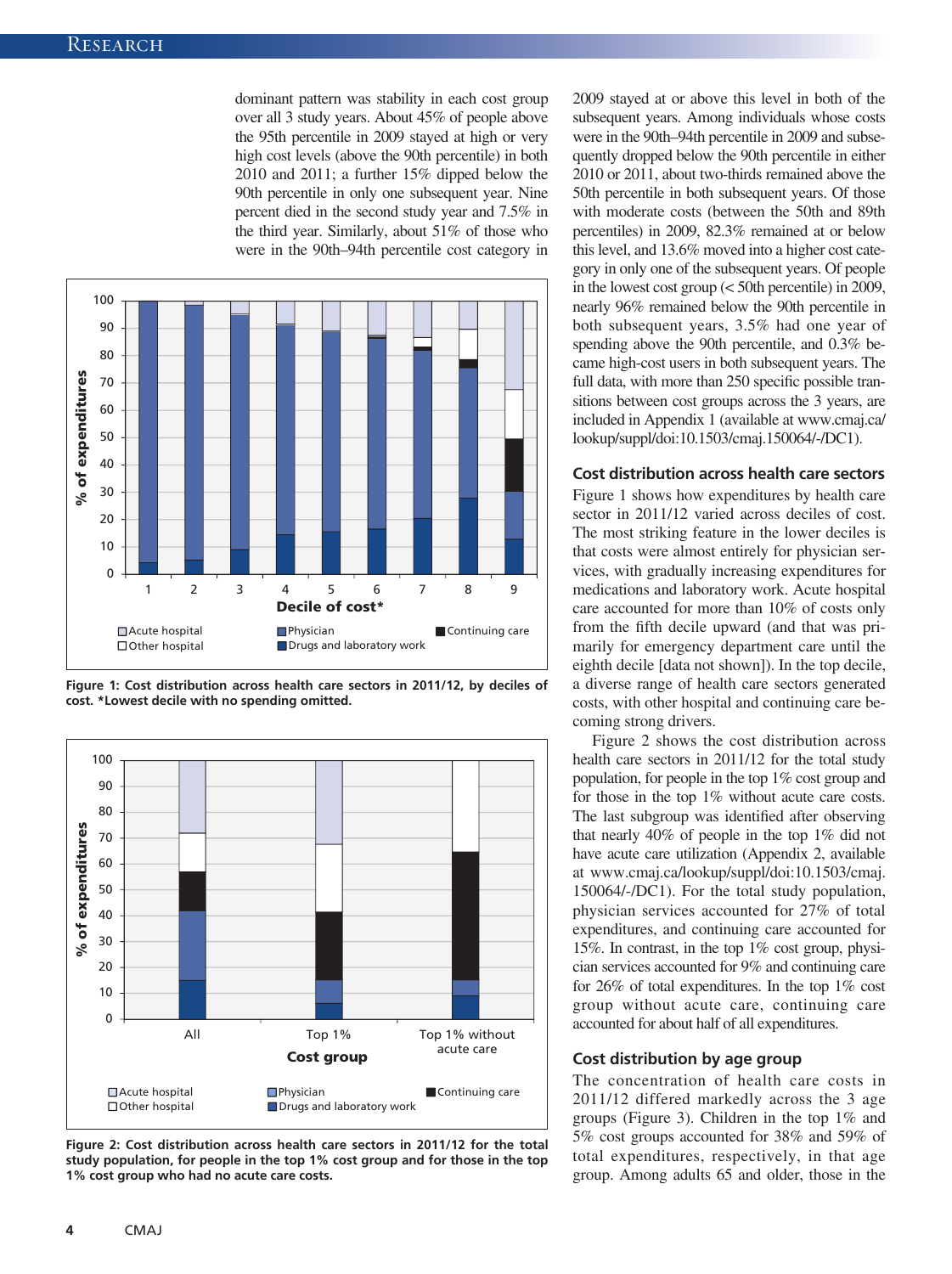dominant pattern was stability in each cost group over all 3 study years. About 45% of people above the 95th percentile in 2009 stayed at high or very high cost levels (above the 90th percentile) in both 2010 and 2011; a further 15% dipped below the 90th percentile in only one subsequent year. Nine percent died in the second study year and 7.5% in the third year. Similarly, about 51% of those who were in the 90th–94th percentile cost category in 2009 stayed at or above this level in both of the subsequent years. Among individuals whose costs were in the 90th–94th percentile in 2009 and subsequently dropped below the 90th percentile in either 2010 or 2011, about two-thirds remained above the 50th percentile in both subsequent years. Of those with moderate costs (between the 50th and 89th percentiles) in 2009, 82.3% remained at or below this level, and 13.6% moved into a higher cost category in only one of the subsequent years. Of people in the lowest cost group (< 50th percentile) in 2009, nearly 96% remained below the 90th percentile in both subsequent years, 3.5% had one year of spending above the 90th percentile, and 0.3% became high-cost users in both subsequent years. The full data, with more than 250 specific possible transitions between cost groups across the 3 years, are included in Appendix 1 (available at www.cmaj.ca/lookup/suppl/doi:10.1503/cmaj.150064/-/DC1).

**Figure 1: Cost distribution across health care sectors in 2011/12, by deciles of cost. *Lowest decile with no spending omitted.**

**Figure 2: Cost distribution across health care sectors in 2011/12 for the total study population, for people in the top 1% cost group and for those in the top 1% cost group who had no acute care costs.**

## Cost distribution across health care sectors

Figure 1 shows how expenditures by health care sector in 2011/12 varied across deciles of cost. The most striking feature in the lower deciles is that costs were almost entirely for physician services, with gradually increasing expenditures for medications and laboratory work. Acute hospital care accounted for more than 10% of costs only from the fifth decile upward (and that was primarily for emergency department care until the eighth decile [data not shown]). In the top decile, a diverse range of health care sectors generated costs, with other hospital and continuing care becoming strong drivers.

Figure 2 shows the cost distribution across health care sectors in 2011/12 for the total study population, for people in the top 1% cost group and for those in the top 1% without acute care costs. The last subgroup was identified after observing that nearly 40% of people in the top 1% did not have acute care utilization (Appendix 2, available at www.cmaj.ca/lookup/suppl/doi:10.1503/cmaj.150064/-/DC1). For the total study population, physician services accounted for 27% of total expenditures, and continuing care accounted for 15%. In contrast, in the top 1% cost group, physician services accounted for 9% and continuing care for 26% of total expenditures. In the top 1% cost group without acute care, continuing care accounted for about half of all expenditures.

## Cost distribution by age group

The concentration of health care costs in 2011/12 differed markedly across the 3 age groups (Figure 3). Children in the top 1% and 5% cost groups accounted for 38% and 59% of total expenditures, respectively, in that age group. Among adults 65 and older, those in the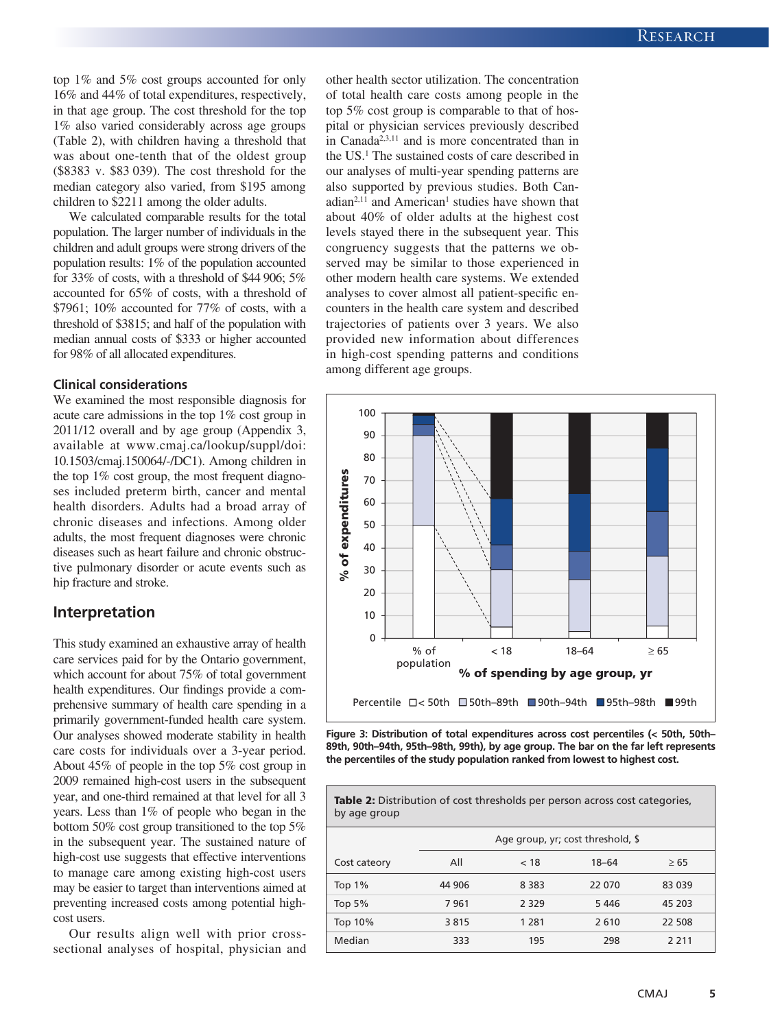top 1% and 5% cost groups accounted for only 16% and 44% of total expenditures, respectively, in that age group. The cost threshold for the top 1% also varied considerably across age groups (Table 2), with children having a threshold that was about one-tenth that of the oldest group ($8383 v. $83 039). The cost threshold for the median category also varied, from $195 among children to $2211 among the older adults.

We calculated comparable results for the total population. The larger number of individuals in the children and adult groups were strong drivers of the population results: 1% of the population accounted for 33% of costs, with a threshold of $44 906; 5% accounted for 65% of costs, with a threshold of $7961; 10% accounted for 77% of costs, with a threshold of $3815; and half of the population with median annual costs of $333 or higher accounted for 98% of all allocated expenditures.

### Clinical considerations

We examined the most responsible diagnosis for acute care admissions in the top 1% cost group in 2011/12 overall and by age group (Appendix 3, available at www.cmaj.ca/lookup/suppl/doi:10.1503/cmaj.150064/-/DC1). Among children in the top 1% cost group, the most frequent diagnoses included preterm birth, cancer and mental health disorders. Adults had a broad array of chronic diseases and infections. Among older adults, the most frequent diagnoses were chronic diseases such as heart failure and chronic obstructive pulmonary disorder or acute events such as hip fracture and stroke.

## Interpretation

This study examined an exhaustive array of health care services paid for by the Ontario government, which account for about 75% of total government health expenditures. Our findings provide a comprehensive summary of health care spending in a primarily government-funded health care system. Our analyses showed moderate stability in health care costs for individuals over a 3-year period. About 45% of people in the top 5% cost group in 2009 remained high-cost users in the subsequent year, and one-third remained at that level for all 3 years. Less than 1% of people who began in the bottom 50% cost group transitioned to the top 5% in the subsequent year. The sustained nature of high-cost use suggests that effective interventions to manage care among existing high-cost users may be easier to target than interventions aimed at preventing increased costs among potential high-cost users.

Our results align well with prior cross-sectional analyses of hospital, physician and other health sector utilization. The concentration of total health care costs among people in the top 5% cost group is comparable to that of hospital or physician services previously described in Canada[2,3,11] and is more concentrated than in the US.[1] The sustained costs of care described in our analyses of multi-year spending patterns are also supported by previous studies. Both Canadian[2,11] and American[1] studies have shown that about 40% of older adults at the highest cost levels stayed there in the subsequent year. This congruency suggests that the patterns we observed may be similar to those experienced in other modern health care systems. We extended analyses to cover almost all patient-specific encounters in the health care system and described trajectories of patients over 3 years. We also provided new information about differences in high-cost spending patterns and conditions among different age groups.

**Figure 3: Distribution of total expenditures across cost percentiles (< 50th, 50th–89th, 90th–94th, 95th–98th, 99th), by age group. The bar on the far left represents the percentiles of the study population ranked from lowest to highest cost.**

**Table 2:** Distribution of cost thresholds per person across cost categories, by age group

| Cost cateory | Age group, yr; cost threshold, $ | | | |
|---|---|---|---|---|
| | All | < 18 | 18–64 | ≥ 65 |
| Top 1% | 44 906 | 8 383 | 22 070 | 83 039 |
| Top 5% | 7 961 | 2 329 | 5 446 | 45 203 |
| Top 10% | 3 815 | 1 281 | 2 610 | 22 508 |
| Median | 333 | 195 | 298 | 2 211 |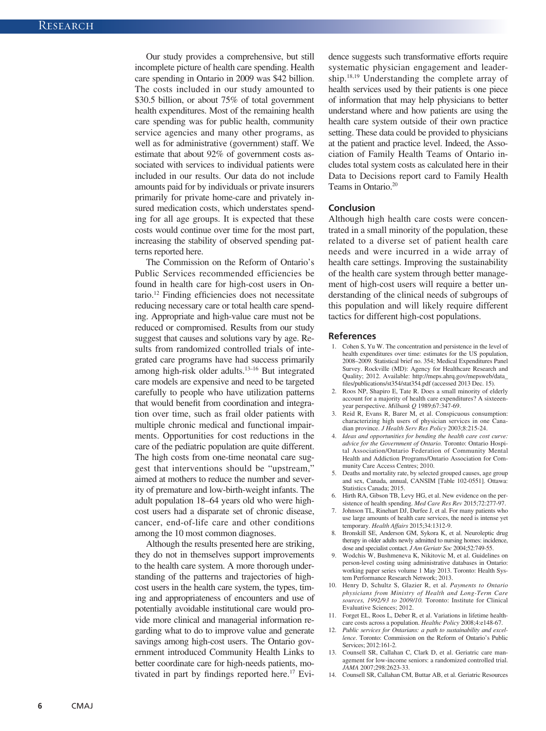Our study provides a comprehensive, but still incomplete picture of health care spending. Health care spending in Ontario in 2009 was $42 billion. The costs included in our study amounted to $30.5 billion, or about 75% of total government health expenditures. Most of the remaining health care spending was for public health, community service agencies and many other programs, as well as for administrative (government) staff. We estimate that about 92% of government costs associated with services to individual patients were included in our results. Our data do not include amounts paid for by individuals or private insurers primarily for private home-care and privately insured medication costs, which understates spending for all age groups. It is expected that these costs would continue over time for the most part, increasing the stability of observed spending patterns reported here.

The Commission on the Reform of Ontario's Public Services recommended efficiencies be found in health care for high-cost users in Ontario.[12] Finding efficiencies does not necessitate reducing necessary care or total health care spending. Appropriate and high-value care must not be reduced or compromised. Results from our study suggest that causes and solutions vary by age. Results from randomized controlled trials of integrated care programs have had success primarily among high-risk older adults.[13–16] But integrated care models are expensive and need to be targeted carefully to people who have utilization patterns that would benefit from coordination and integration over time, such as frail older patients with multiple chronic medical and functional impairments. Opportunities for cost reductions in the care of the pediatric population are quite different. The high costs from one-time neonatal care suggest that interventions should be "upstream," aimed at mothers to reduce the number and severity of premature and low-birth-weight infants. The adult population 18–64 years old who were high-cost users had a disparate set of chronic disease, cancer, end-of-life care and other conditions among the 10 most common diagnoses.

Although the results presented here are striking, they do not in themselves support improvements to the health care system. A more thorough understanding of the patterns and trajectories of high-cost users in the health care system, the types, timing and appropriateness of encounters and use of potentially avoidable institutional care would provide more clinical and managerial information regarding what to do to improve value and generate savings among high-cost users. The Ontario government introduced Community Health Links to better coordinate care for high-needs patients, motivated in part by findings reported here.[17] Evidence suggests such transformative efforts require systematic physician engagement and leadership.[18,19] Understanding the complete array of health services used by their patients is one piece of information that may help physicians to better understand where and how patients are using the health care system outside of their own practice setting. These data could be provided to physicians at the patient and practice level. Indeed, the Association of Family Health Teams of Ontario includes total system costs as calculated here in their Data to Decisions report card to Family Health Teams in Ontario.[20]

## Conclusion

Although high health care costs were concentrated in a small minority of the population, these related to a diverse set of patient health care needs and were incurred in a wide array of health care settings. Improving the sustainability of the health care system through better management of high-cost users will require a better understanding of the clinical needs of subgroups of this population and will likely require different tactics for different high-cost populations.

## References

1. Cohen S, Yu W. The concentration and persistence in the level of health expenditures over time: estimates for the US population, 2008–2009. Statistical brief no. 354; Medical Expenditures Panel Survey. Rockville (MD): Agency for Healthcare Research and Quality; 2012. Available: http://meps.ahrq.gov/mepsweb/data_files/publications/st354/stat354.pdf (accessed 2013 Dec. 15).
2. Roos NP, Shapiro E, Tate R. Does a small minority of elderly account for a majority of health care expenditures? A sixteen-year perspective. *Milbank Q* 1989;67:347-69.
3. Reid R, Evans R, Barer M, et al. Conspicuous consumption: characterizing high users of physician services in one Canadian province. *J Health Serv Res Policy* 2003;8:215-24.
4. *Ideas and opportunities for bending the health care cost curve: advice for the Government of Ontario.* Toronto: Ontario Hospital Association/Ontario Federation of Community Mental Health and Addiction Programs/Ontario Association for Community Care Access Centres; 2010.
5. Deaths and mortality rate, by selected grouped causes, age group and sex, Canada, annual, CANSIM [Table 102-0551]. Ottawa: Statistics Canada; 2015.
6. Hirth RA, Gibson TB, Levy HG, et al. New evidence on the persistence of health spending. *Med Care Res Rev* 2015;72:277-97.
7. Johnson TL, Rinehart DJ, Durfee J, et al. For many patients who use large amounts of health care services, the need is intense yet temporary. *Health Affairs* 2015;34:1312-9.
8. Bronskill SE, Anderson GM, Sykora K, et al. Neuroleptic drug therapy in older adults newly admitted to nursing homes: incidence, dose and specialist contact. *J Am Geriatr Soc* 2004;52:749-55.
9. Wodchis W, Bushmeneva K, Nikitovic M, et al. Guidelines on person-level costing using administrative databases in Ontario: working paper series volume 1 May 2013. Toronto: Health System Performance Research Network; 2013.
10. Henry D, Schultz S, Glazier R, et al. *Payments to Ontario physicians from Ministry of Health and Long-Term Care sources, 1992/93 to 2009/10.* Toronto: Institute for Clinical Evaluative Sciences; 2012.
11. Forget EL, Roos L, Deber R, et al. Variations in lifetime healthcare costs across a population. *Healthc Policy* 2008;4:e148-67.
12. *Public services for Ontarians: a path to sustainability and excellence*. Toronto: Commission on the Reform of Ontario's Public Services; 2012:161-2.
13. Counsell SR, Callahan C, Clark D, et al. Geriatric care management for low-income seniors: a randomized controlled trial. *JAMA* 2007;298:2623-33.
14. Counsell SR, Callahan CM, Buttar AB, et al. Geriatric Resources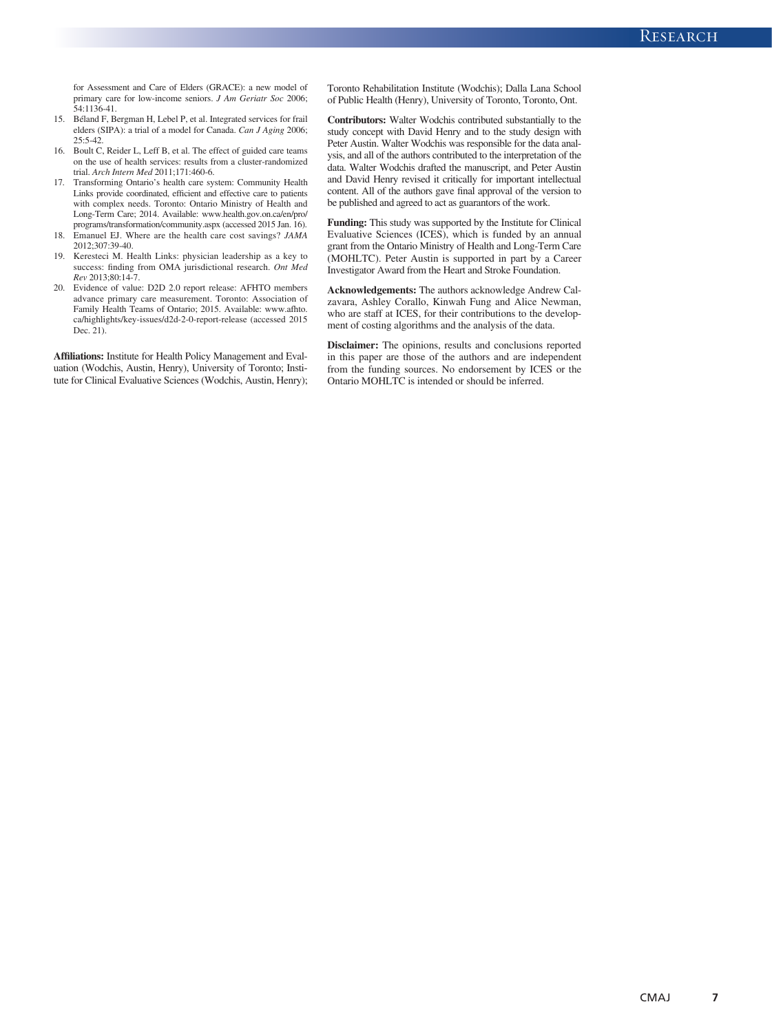for Assessment and Care of Elders (GRACE): a new model of primary care for low-income seniors. *J Am Geriatr Soc* 2006; 54:1136-41.

15. Béland F, Bergman H, Lebel P, et al. Integrated services for frail elders (SIPA): a trial of a model for Canada. *Can J Aging* 2006; 25:5-42.
16. Boult C, Reider L, Leff B, et al. The effect of guided care teams on the use of health services: results from a cluster-randomized trial. *Arch Intern Med* 2011;171:460-6.
17. Transforming Ontario's health care system: Community Health Links provide coordinated, efficient and effective care to patients with complex needs. Toronto: Ontario Ministry of Health and Long-Term Care; 2014. Available: www.health.gov.on.ca/en/pro/programs/transformation/community.aspx (accessed 2015 Jan. 16).
18. Emanuel EJ. Where are the health care cost savings? *JAMA* 2012;307:39-40.
19. Keresteci M. Health Links: physician leadership as a key to success: finding from OMA jurisdictional research. *Ont Med Rev* 2013;80:14-7.
20. Evidence of value: D2D 2.0 report release: AFHTO members advance primary care measurement. Toronto: Association of Family Health Teams of Ontario; 2015. Available: www.afhto.ca/highlights/key-issues/d2d-2-0-report-release (accessed 2015 Dec. 21).

**Affiliations:** Institute for Health Policy Management and Evaluation (Wodchis, Austin, Henry), University of Toronto; Institute for Clinical Evaluative Sciences (Wodchis, Austin, Henry); Toronto Rehabilitation Institute (Wodchis); Dalla Lana School of Public Health (Henry), University of Toronto, Toronto, Ont.

**Contributors:** Walter Wodchis contributed substantially to the study concept with David Henry and to the study design with Peter Austin. Walter Wodchis was responsible for the data analysis, and all of the authors contributed to the interpretation of the data. Walter Wodchis drafted the manuscript, and Peter Austin and David Henry revised it critically for important intellectual content. All of the authors gave final approval of the version to be published and agreed to act as guarantors of the work.

**Funding:** This study was supported by the Institute for Clinical Evaluative Sciences (ICES), which is funded by an annual grant from the Ontario Ministry of Health and Long-Term Care (MOHLTC). Peter Austin is supported in part by a Career Investigator Award from the Heart and Stroke Foundation.

**Acknowledgements:** The authors acknowledge Andrew Calzavara, Ashley Corallo, Kinwah Fung and Alice Newman, who are staff at ICES, for their contributions to the development of costing algorithms and the analysis of the data.

**Disclaimer:** The opinions, results and conclusions reported in this paper are those of the authors and are independent from the funding sources. No endorsement by ICES or the Ontario MOHLTC is intended or should be inferred.